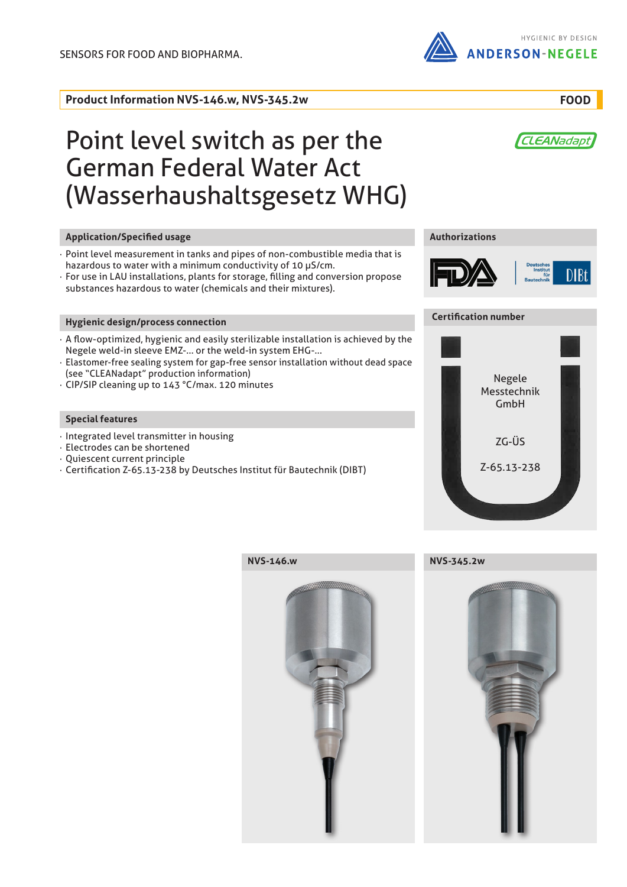SENSORS FOR FOOD AND BIOPHARMA.

HYGIENIC BY DESIGN
ANDERSON-NEGELE

**Product Information NVS-146.w, NVS-345.2w** **FOOD**

# Point level switch as per the German Federal Water Act (Wasserhaushaltsgesetz WHG)

CLEANadapt

## Application/Specified usage

- Point level measurement in tanks and pipes of non-combustible media that is hazardous to water with a minimum conductivity of 10 µS/cm.
- For use in LAU installations, plants for storage, filling and conversion propose substances hazardous to water (chemicals and their mixtures).

## Hygienic design/process connection

- A flow-optimized, hygienic and easily sterilizable installation is achieved by the Negele weld-in sleeve EMZ-... or the weld-in system EHG-...
- Elastomer-free sealing system for gap-free sensor installation without dead space (see "CLEANadapt" production information)
- CIP/SIP cleaning up to 143 °C/max. 120 minutes

## Special features

- Integrated level transmitter in housing
- Electrodes can be shortened
- Quiescent current principle
- Certification Z-65.13-238 by Deutsches Institut für Bautechnik (DIBT)

## Authorizations

FDA, Deutsches Institut für Bautechnik DIBt

## Certification number

Negele Messtechnik GmbH

ZG-ÜS

Z-65.13-238

## NVS-146.w

## NVS-345.2w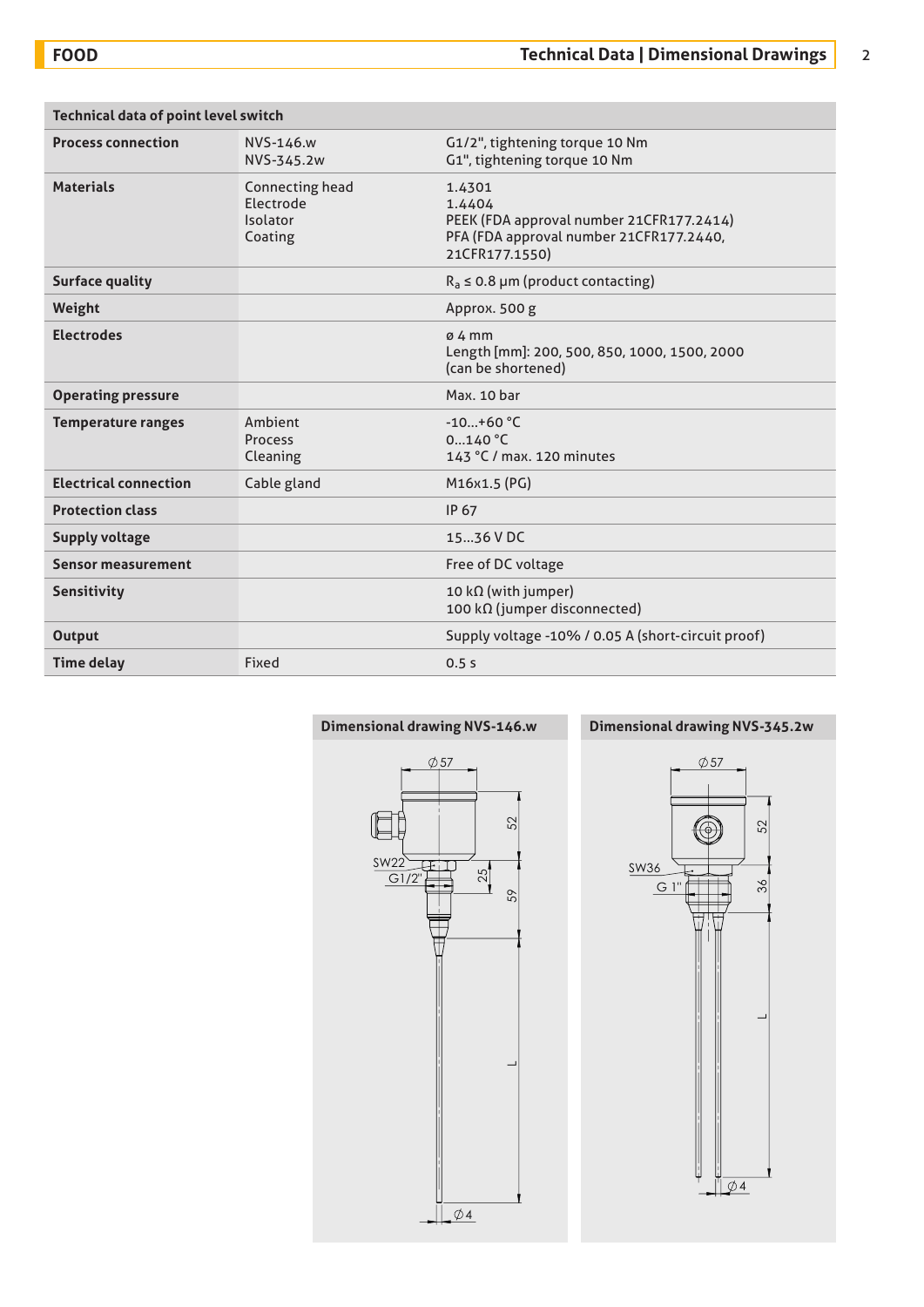| Technical data of point level switch | | |
|---|---|---|
| **Process connection** | NVS-146.w<br>NVS-345.2w | G1/2", tightening torque 10 Nm<br>G1", tightening torque 10 Nm |
| **Materials** | Connecting head<br>Electrode<br>Isolator<br>Coating | 1.4301<br>1.4404<br>PEEK (FDA approval number 21CFR177.2414)<br>PFA (FDA approval number 21CFR177.2440, 21CFR177.1550) |
| **Surface quality** | | $R_a$ ≤ 0.8 µm (product contacting) |
| **Weight** | | Approx. 500 g |
| **Electrodes** | | ø 4 mm<br>Length [mm]: 200, 500, 850, 1000, 1500, 2000 (can be shortened) |
| **Operating pressure** | | Max. 10 bar |
| **Temperature ranges** | Ambient<br>Process<br>Cleaning | -10...+60 °C<br>0...140 °C<br>143 °C / max. 120 minutes |
| **Electrical connection** | Cable gland | M16x1.5 (PG) |
| **Protection class** | | IP 67 |
| **Supply voltage** | | 15...36 V DC |
| **Sensor measurement** | | Free of DC voltage |
| **Sensitivity** | | 10 kΩ (with jumper)<br>100 kΩ (jumper disconnected) |
| **Output** | | Supply voltage -10% / 0.05 A (short-circuit proof) |
| **Time delay** | Fixed | 0.5 s |

**Dimensional drawing NVS-146.w**

Ø57, 52, SW22, G1/2", 25, 59, L, Ø4

**Dimensional drawing NVS-345.2w**

Ø57, 52, SW36, G 1", 36, L, Ø4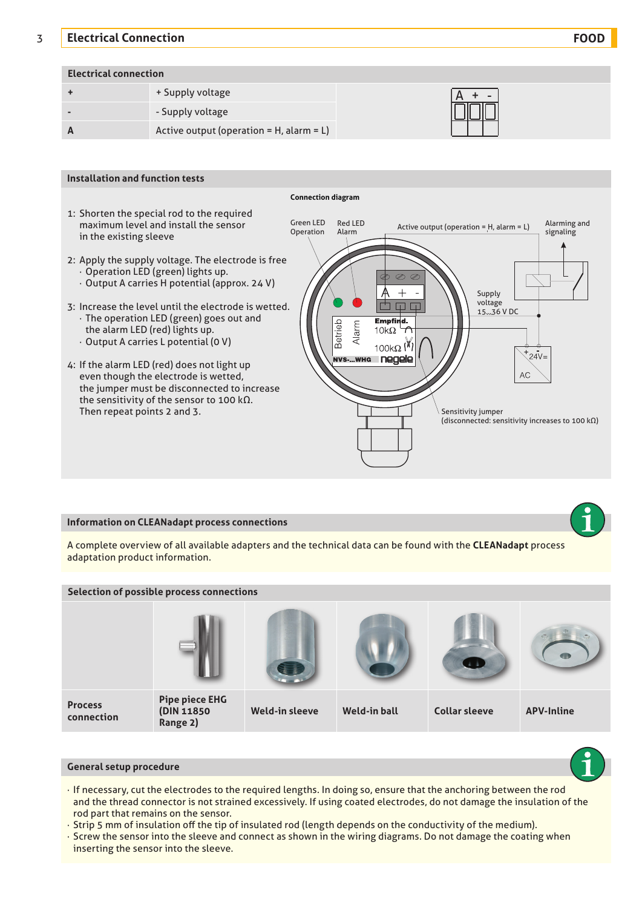## Electrical Connection

### Electrical connection

| | |
|---|---|
| **+** | + Supply voltage |
| **-** | - Supply voltage |
| **A** | Active output (operation = H, alarm = L) |

### Installation and function tests

1: Shorten the special rod to the required maximum level and install the sensor in the existing sleeve

2: Apply the supply voltage. The electrode is free
- Operation LED (green) lights up.
- Output A carries H potential (approx. 24 V)

3: Increase the level until the electrode is wetted.
- The operation LED (green) goes out and the alarm LED (red) lights up.
- Output A carries L potential (0 V)

4: If the alarm LED (red) does not light up even though the electrode is wetted, the jumper must be disconnected to increase the sensitivity of the sensor to 100 kΩ. Then repeat points 2 and 3.

**Connection diagram**

Green LED Operation — Red LED Alarm — Active output (operation = H, alarm = L) — Alarming and signaling — Supply voltage 15...36 V DC — Sensitivity jumper (disconnected: sensitivity increases to 100 kΩ)

### Information on CLEANadapt process connections

A complete overview of all available adapters and the technical data can be found with the **CLEANadapt** process adaptation product information.

### Selection of possible process connections

| **Process connection** | **Pipe piece EHG (DIN 11850 Range 2)** | **Weld-in sleeve** | **Weld-in ball** | **Collar sleeve** | **APV-Inline** |
|---|---|---|---|---|---|

### General setup procedure

- If necessary, cut the electrodes to the required lengths. In doing so, ensure that the anchoring between the rod and the thread connector is not strained excessively. If using coated electrodes, do not damage the insulation of the rod part that remains on the sensor.
- Strip 5 mm of insulation off the tip of insulated rod (length depends on the conductivity of the medium).
- Screw the sensor into the sleeve and connect as shown in the wiring diagrams. Do not damage the coating when inserting the sensor into the sleeve.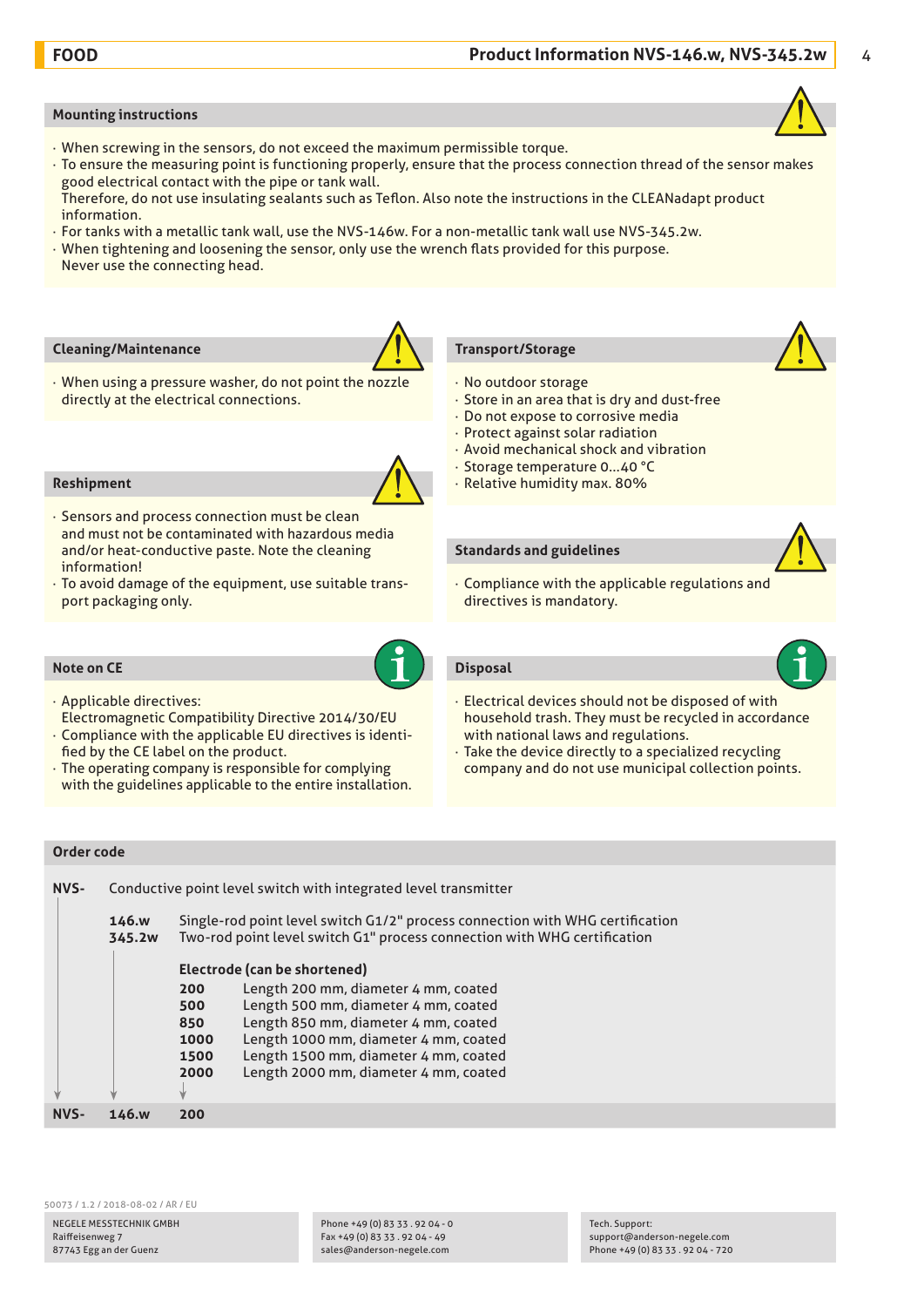## Mounting instructions

- When screwing in the sensors, do not exceed the maximum permissible torque.
- To ensure the measuring point is functioning properly, ensure that the process connection thread of the sensor makes good electrical contact with the pipe or tank wall.
  Therefore, do not use insulating sealants such as Teflon. Also note the instructions in the CLEANadapt product information.
- For tanks with a metallic tank wall, use the NVS-146w. For a non-metallic tank wall use NVS-345.2w.
- When tightening and loosening the sensor, only use the wrench flats provided for this purpose.
  Never use the connecting head.

## Cleaning/Maintenance

- When using a pressure washer, do not point the nozzle directly at the electrical connections.

## Reshipment

- Sensors and process connection must be clean and must not be contaminated with hazardous media and/or heat-conductive paste. Note the cleaning information!
- To avoid damage of the equipment, use suitable transport packaging only.

## Note on CE

- Applicable directives:
  Electromagnetic Compatibility Directive 2014/30/EU
- Compliance with the applicable EU directives is identified by the CE label on the product.
- The operating company is responsible for complying with the guidelines applicable to the entire installation.

## Transport/Storage

- No outdoor storage
- Store in an area that is dry and dust-free
- Do not expose to corrosive media
- Protect against solar radiation
- Avoid mechanical shock and vibration
- Storage temperature 0...40 °C
- Relative humidity max. 80%

## Standards and guidelines

- Compliance with the applicable regulations and directives is mandatory.

## Disposal

- Electrical devices should not be disposed of with household trash. They must be recycled in accordance with national laws and regulations.
- Take the device directly to a specialized recycling company and do not use municipal collection points.

## Order code

**NVS-** Conductive point level switch with integrated level transmitter

| | |
|---|---|
| **146.w** | Single-rod point level switch G1/2" process connection with WHG certification |
| **345.2w** | Two-rod point level switch G1" process connection with WHG certification |

**Electrode (can be shortened)**

| | |
|---|---|
| **200** | Length 200 mm, diameter 4 mm, coated |
| **500** | Length 500 mm, diameter 4 mm, coated |
| **850** | Length 850 mm, diameter 4 mm, coated |
| **1000** | Length 1000 mm, diameter 4 mm, coated |
| **1500** | Length 1500 mm, diameter 4 mm, coated |
| **2000** | Length 2000 mm, diameter 4 mm, coated |

**NVS- 146.w 200**

50073 / 1.2 / 2018-08-02 / AR / EU

NEGELE MESSTECHNIK GMBH
Raiffeisenweg 7
87743 Egg an der Guenz

Phone +49 (0) 83 33 . 92 04 - 0
Fax +49 (0) 83 33 . 92 04 - 49
sales@anderson-negele.com

Tech. Support:
support@anderson-negele.com
Phone +49 (0) 83 33 . 92 04 - 720